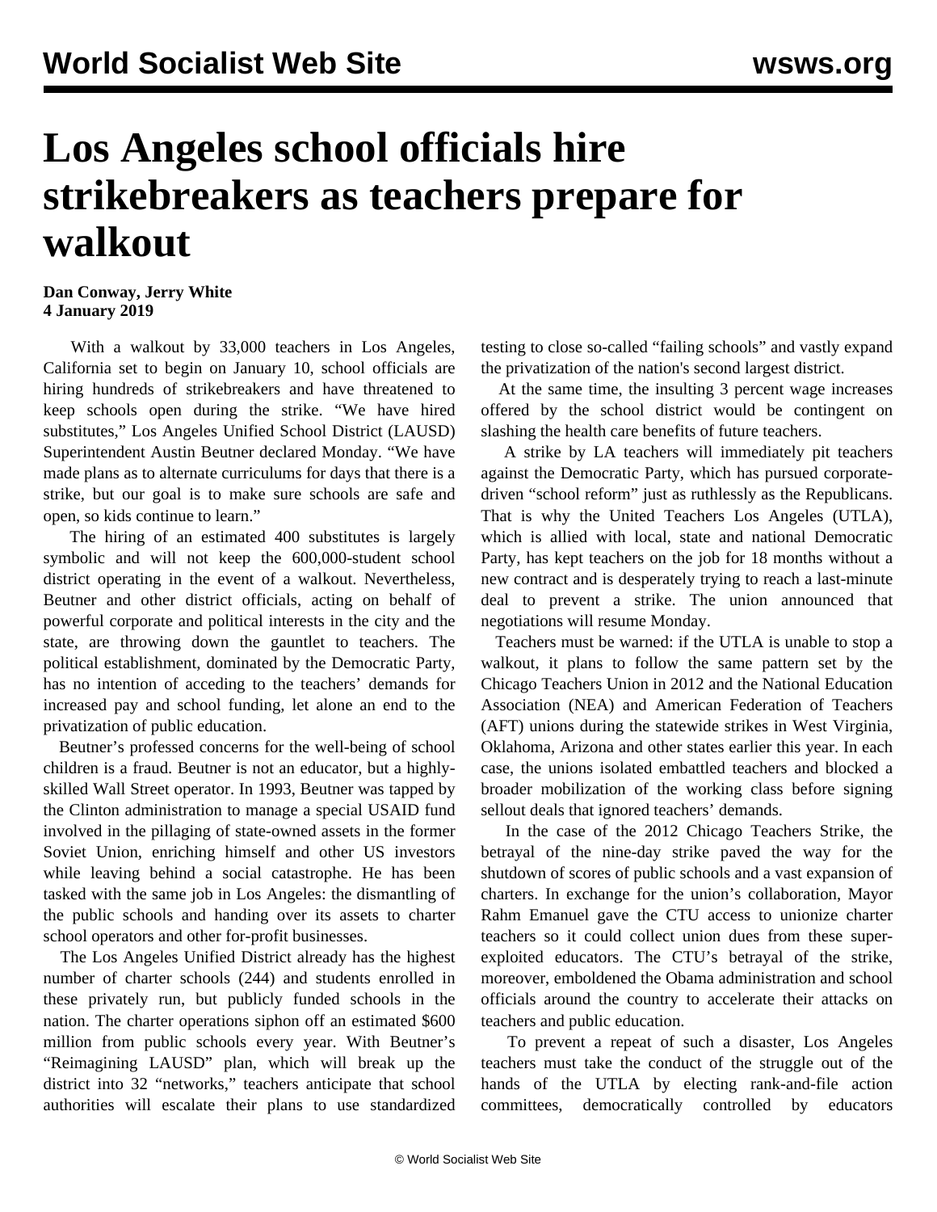# Los Angeles school officials hire strikebreakers as teachers prepare for walkout

**Dan Conway, Jerry White**
**4 January 2019**

With a walkout by 33,000 teachers in Los Angeles, California set to begin on January 10, school officials are hiring hundreds of strikebreakers and have threatened to keep schools open during the strike. "We have hired substitutes," Los Angeles Unified School District (LAUSD) Superintendent Austin Beutner declared Monday. "We have made plans as to alternate curriculums for days that there is a strike, but our goal is to make sure schools are safe and open, so kids continue to learn."

The hiring of an estimated 400 substitutes is largely symbolic and will not keep the 600,000-student school district operating in the event of a walkout. Nevertheless, Beutner and other district officials, acting on behalf of powerful corporate and political interests in the city and the state, are throwing down the gauntlet to teachers. The political establishment, dominated by the Democratic Party, has no intention of acceding to the teachers' demands for increased pay and school funding, let alone an end to the privatization of public education.

Beutner's professed concerns for the well-being of school children is a fraud. Beutner is not an educator, but a highly-skilled Wall Street operator. In 1993, Beutner was tapped by the Clinton administration to manage a special USAID fund involved in the pillaging of state-owned assets in the former Soviet Union, enriching himself and other US investors while leaving behind a social catastrophe. He has been tasked with the same job in Los Angeles: the dismantling of the public schools and handing over its assets to charter school operators and other for-profit businesses.

The Los Angeles Unified District already has the highest number of charter schools (244) and students enrolled in these privately run, but publicly funded schools in the nation. The charter operations siphon off an estimated $600 million from public schools every year. With Beutner's "Reimagining LAUSD" plan, which will break up the district into 32 "networks," teachers anticipate that school authorities will escalate their plans to use standardized testing to close so-called "failing schools" and vastly expand the privatization of the nation's second largest district.

At the same time, the insulting 3 percent wage increases offered by the school district would be contingent on slashing the health care benefits of future teachers.

A strike by LA teachers will immediately pit teachers against the Democratic Party, which has pursued corporate-driven "school reform" just as ruthlessly as the Republicans. That is why the United Teachers Los Angeles (UTLA), which is allied with local, state and national Democratic Party, has kept teachers on the job for 18 months without a new contract and is desperately trying to reach a last-minute deal to prevent a strike. The union announced that negotiations will resume Monday.

Teachers must be warned: if the UTLA is unable to stop a walkout, it plans to follow the same pattern set by the Chicago Teachers Union in 2012 and the National Education Association (NEA) and American Federation of Teachers (AFT) unions during the statewide strikes in West Virginia, Oklahoma, Arizona and other states earlier this year. In each case, the unions isolated embattled teachers and blocked a broader mobilization of the working class before signing sellout deals that ignored teachers' demands.

In the case of the 2012 Chicago Teachers Strike, the betrayal of the nine-day strike paved the way for the shutdown of scores of public schools and a vast expansion of charters. In exchange for the union's collaboration, Mayor Rahm Emanuel gave the CTU access to unionize charter teachers so it could collect union dues from these super-exploited educators. The CTU's betrayal of the strike, moreover, emboldened the Obama administration and school officials around the country to accelerate their attacks on teachers and public education.

To prevent a repeat of such a disaster, Los Angeles teachers must take the conduct of the struggle out of the hands of the UTLA by electing rank-and-file action committees, democratically controlled by educators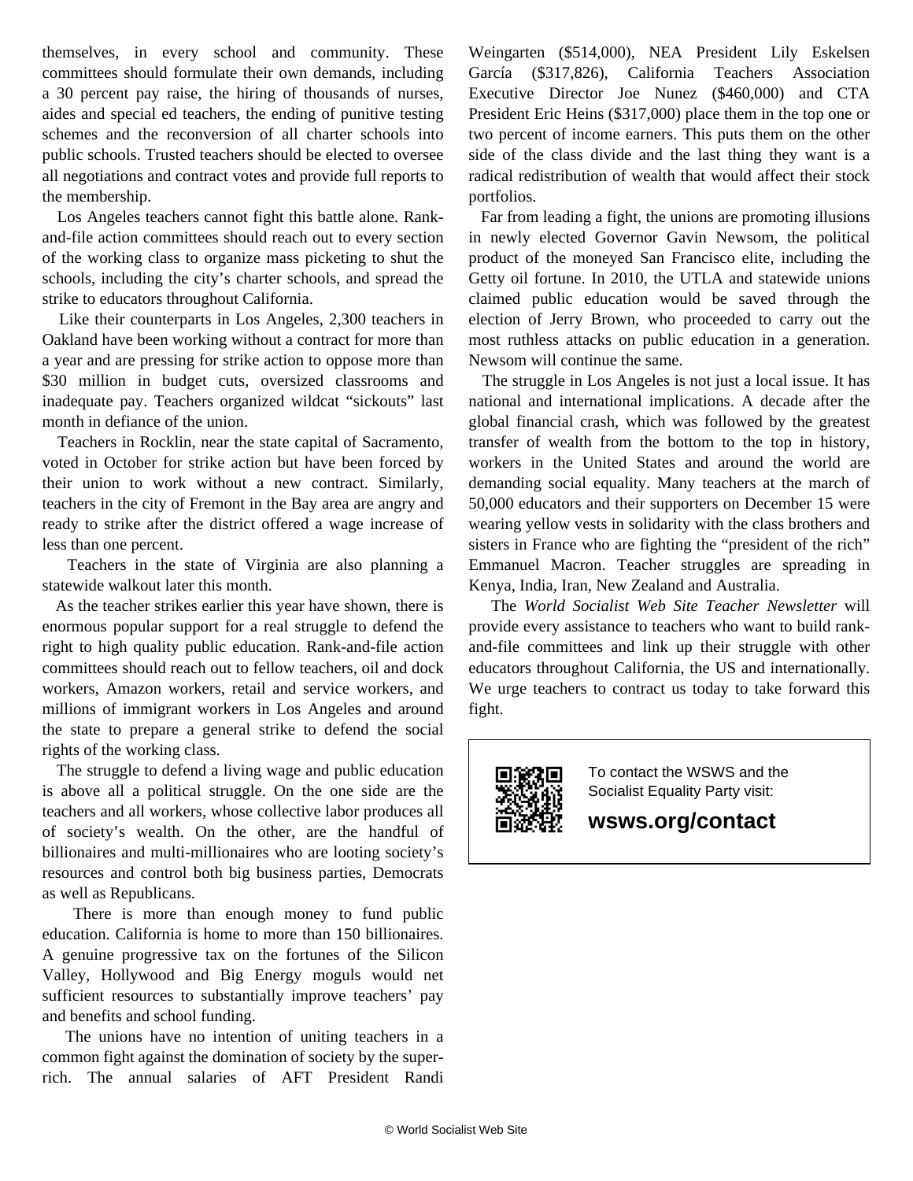themselves, in every school and community. These committees should formulate their own demands, including a 30 percent pay raise, the hiring of thousands of nurses, aides and special ed teachers, the ending of punitive testing schemes and the reconversion of all charter schools into public schools. Trusted teachers should be elected to oversee all negotiations and contract votes and provide full reports to the membership.

Los Angeles teachers cannot fight this battle alone. Rank-and-file action committees should reach out to every section of the working class to organize mass picketing to shut the schools, including the city's charter schools, and spread the strike to educators throughout California.

Like their counterparts in Los Angeles, 2,300 teachers in Oakland have been working without a contract for more than a year and are pressing for strike action to oppose more than $30 million in budget cuts, oversized classrooms and inadequate pay. Teachers organized wildcat "sickouts" last month in defiance of the union.

Teachers in Rocklin, near the state capital of Sacramento, voted in October for strike action but have been forced by their union to work without a new contract. Similarly, teachers in the city of Fremont in the Bay area are angry and ready to strike after the district offered a wage increase of less than one percent.

Teachers in the state of Virginia are also planning a statewide walkout later this month.

As the teacher strikes earlier this year have shown, there is enormous popular support for a real struggle to defend the right to high quality public education. Rank-and-file action committees should reach out to fellow teachers, oil and dock workers, Amazon workers, retail and service workers, and millions of immigrant workers in Los Angeles and around the state to prepare a general strike to defend the social rights of the working class.

The struggle to defend a living wage and public education is above all a political struggle. On the one side are the teachers and all workers, whose collective labor produces all of society's wealth. On the other, are the handful of billionaires and multi-millionaires who are looting society's resources and control both big business parties, Democrats as well as Republicans.

There is more than enough money to fund public education. California is home to more than 150 billionaires. A genuine progressive tax on the fortunes of the Silicon Valley, Hollywood and Big Energy moguls would net sufficient resources to substantially improve teachers' pay and benefits and school funding.

The unions have no intention of uniting teachers in a common fight against the domination of society by the super-rich. The annual salaries of AFT President Randi Weingarten ($514,000), NEA President Lily Eskelsen García ($317,826), California Teachers Association Executive Director Joe Nunez ($460,000) and CTA President Eric Heins ($317,000) place them in the top one or two percent of income earners. This puts them on the other side of the class divide and the last thing they want is a radical redistribution of wealth that would affect their stock portfolios.

Far from leading a fight, the unions are promoting illusions in newly elected Governor Gavin Newsom, the political product of the moneyed San Francisco elite, including the Getty oil fortune. In 2010, the UTLA and statewide unions claimed public education would be saved through the election of Jerry Brown, who proceeded to carry out the most ruthless attacks on public education in a generation. Newsom will continue the same.

The struggle in Los Angeles is not just a local issue. It has national and international implications. A decade after the global financial crash, which was followed by the greatest transfer of wealth from the bottom to the top in history, workers in the United States and around the world are demanding social equality. Many teachers at the march of 50,000 educators and their supporters on December 15 were wearing yellow vests in solidarity with the class brothers and sisters in France who are fighting the "president of the rich" Emmanuel Macron. Teacher struggles are spreading in Kenya, India, Iran, New Zealand and Australia.

The *World Socialist Web Site Teacher Newsletter* will provide every assistance to teachers who want to build rank-and-file committees and link up their struggle with other educators throughout California, the US and internationally. We urge teachers to contract us today to take forward this fight.

To contact the WSWS and the Socialist Equality Party visit:

**wsws.org/contact**